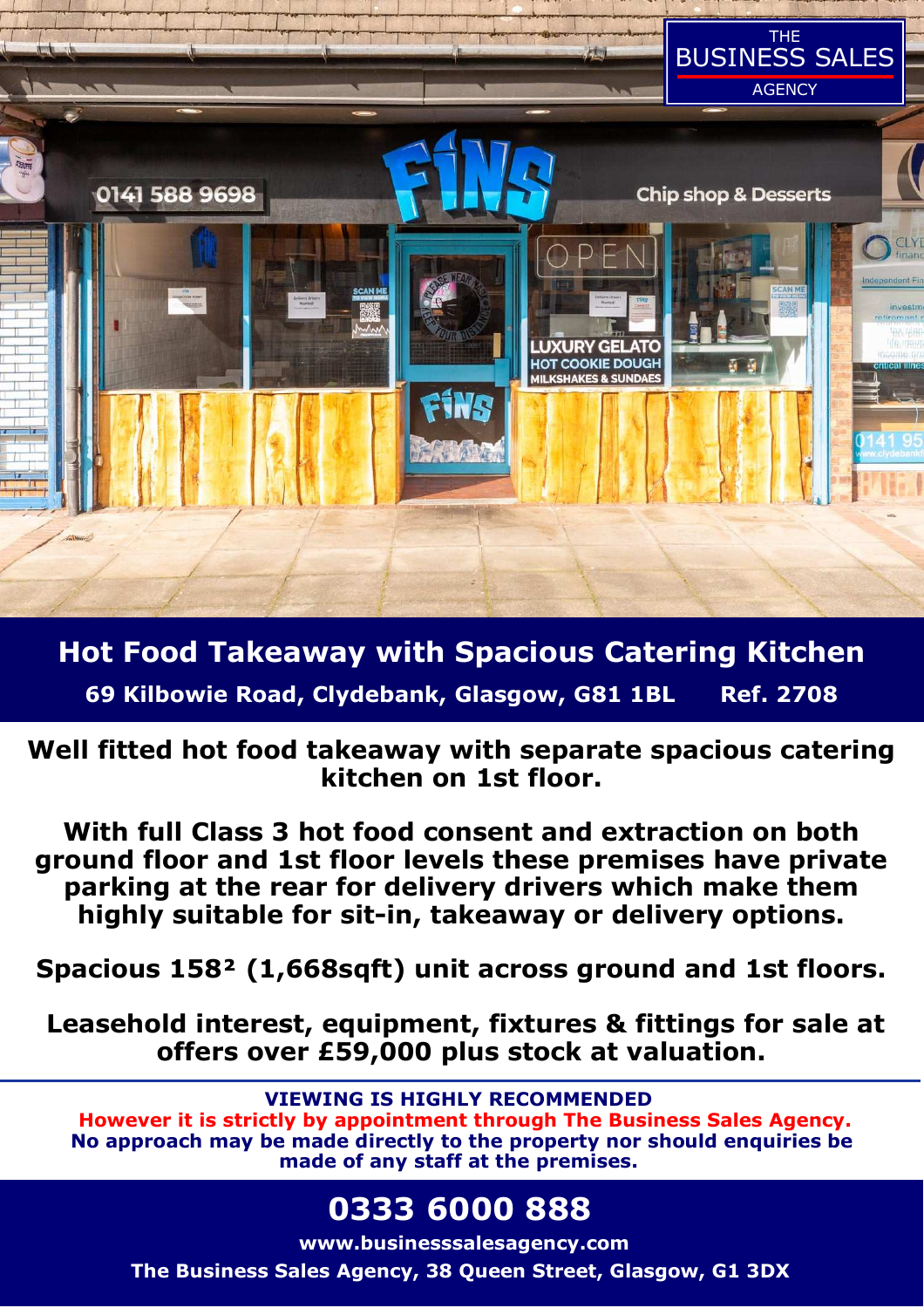THE BUSINESS SALES AGENCY

# Hot Food Takeaway with Spacious Catering Kitchen

**69 Kilbowie Road, Clydebank, Glasgow, G81 1BL Ref. 2708**

**Well fitted hot food takeaway with separate spacious catering kitchen on 1st floor.**

**With full Class 3 hot food consent and extraction on both ground floor and 1st floor levels these premises have private parking at the rear for delivery drivers which make them highly suitable for sit-in, takeaway or delivery options.**

**Spacious 158² (1,668sqft) unit across ground and 1st floors.**

**Leasehold interest, equipment, fixtures & fittings for sale at offers over £59,000 plus stock at valuation.**

---

**VIEWING IS HIGHLY RECOMMENDED**
**However it is strictly by appointment through The Business Sales Agency.**
**No approach may be made directly to the property nor should enquiries be made of any staff at the premises.**

## 0333 6000 888

**www.businesssalesagency.com**

**The Business Sales Agency, 38 Queen Street, Glasgow, G1 3DX**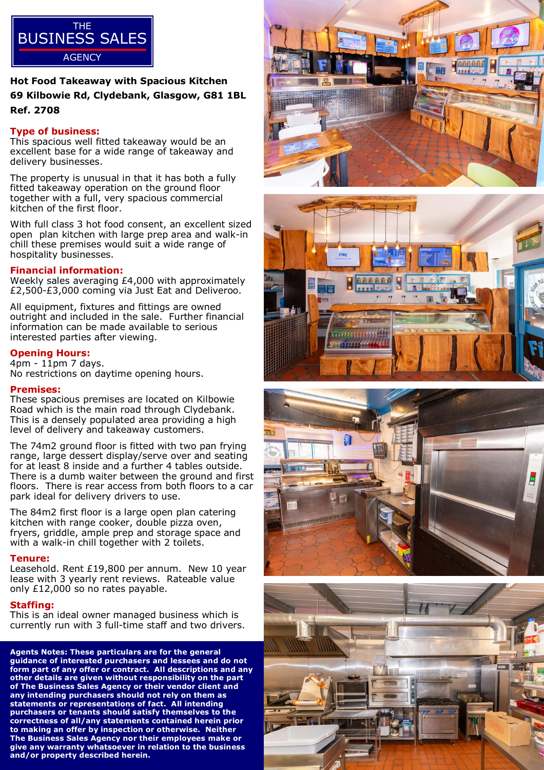THE
BUSINESS SALES
AGENCY

**Hot Food Takeaway with Spacious Kitchen**
**69 Kilbowie Rd, Clydebank, Glasgow, G81 1BL**
**Ref. 2708**

## Type of business:

This spacious well fitted takeaway would be an excellent base for a wide range of takeaway and delivery businesses.

The property is unusual in that it has both a fully fitted takeaway operation on the ground floor together with a full, very spacious commercial kitchen of the first floor.

With full class 3 hot food consent, an excellent sized open plan kitchen with large prep area and walk-in chill these premises would suit a wide range of hospitality businesses.

## Financial information:

Weekly sales averaging £4,000 with approximately £2,500-£3,000 coming via Just Eat and Deliveroo.

All equipment, fixtures and fittings are owned outright and included in the sale. Further financial information can be made available to serious interested parties after viewing.

## Opening Hours:

4pm - 11pm 7 days.
No restrictions on daytime opening hours.

## Premises:

These spacious premises are located on Kilbowie Road which is the main road through Clydebank. This is a densely populated area providing a high level of delivery and takeaway customers.

The 74m2 ground floor is fitted with two pan frying range, large dessert display/serve over and seating for at least 8 inside and a further 4 tables outside. There is a dumb waiter between the ground and first floors. There is rear access from both floors to a car park ideal for delivery drivers to use.

The 84m2 first floor is a large open plan catering kitchen with range cooker, double pizza oven, fryers, griddle, ample prep and storage space and with a walk-in chill together with 2 toilets.

## Tenure:

Leasehold. Rent £19,800 per annum. New 10 year lease with 3 yearly rent reviews. Rateable value only £12,000 so no rates payable.

## Staffing:

This is an ideal owner managed business which is currently run with 3 full-time staff and two drivers.

**Agents Notes: These particulars are for the general guidance of interested purchasers and lessees and do not form part of any offer or contract. All descriptions and any other details are given without responsibility on the part of The Business Sales Agency or their vendor client and any intending purchasers should not rely on them as statements or representations of fact. All intending purchasers or tenants should satisfy themselves to the correctness of all/any statements contained herein prior to making an offer by inspection or otherwise. Neither The Business Sales Agency nor their employees make or give any warranty whatsoever in relation to the business and/or property described herein.**